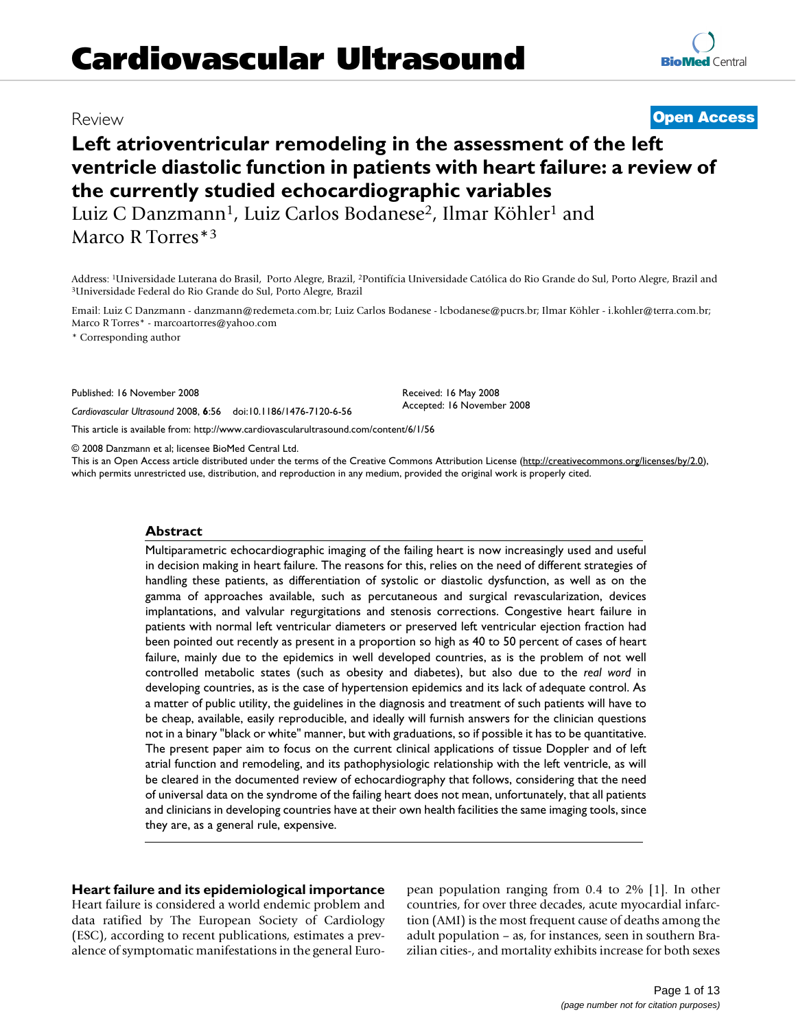Review

**Open Access**

# Left atrioventricular remodeling in the assessment of the left ventricle diastolic function in patients with heart failure: a review of the currently studied echocardiographic variables

Luiz C Danzmann[1], Luiz Carlos Bodanese[2], Ilmar Köhler[1] and Marco R Torres*[3]

Address: [1]Universidade Luterana do Brasil, Porto Alegre, Brazil, [2]Pontifícia Universidade Católica do Rio Grande do Sul, Porto Alegre, Brazil and [3]Universidade Federal do Rio Grande do Sul, Porto Alegre, Brazil

Email: Luiz C Danzmann - danzmann@redemeta.com.br; Luiz Carlos Bodanese - lcbodanese@pucrs.br; Ilmar Köhler - i.kohler@terra.com.br; Marco R Torres* - marcoartorres@yahoo.com

\* Corresponding author

Published: 16 November 2008

*Cardiovascular Ultrasound* 2008, **6**:56 doi:10.1186/1476-7120-6-56

Received: 16 May 2008
Accepted: 16 November 2008

This article is available from: http://www.cardiovascularultrasound.com/content/6/1/56

© 2008 Danzmann et al; licensee BioMed Central Ltd.
This is an Open Access article distributed under the terms of the Creative Commons Attribution License (http://creativecommons.org/licenses/by/2.0), which permits unrestricted use, distribution, and reproduction in any medium, provided the original work is properly cited.

## Abstract

Multiparametric echocardiographic imaging of the failing heart is now increasingly used and useful in decision making in heart failure. The reasons for this, relies on the need of different strategies of handling these patients, as differentiation of systolic or diastolic dysfunction, as well as on the gamma of approaches available, such as percutaneous and surgical revascularization, devices implantations, and valvular regurgitations and stenosis corrections. Congestive heart failure in patients with normal left ventricular diameters or preserved left ventricular ejection fraction had been pointed out recently as present in a proportion so high as 40 to 50 percent of cases of heart failure, mainly due to the epidemics in well developed countries, as is the problem of not well controlled metabolic states (such as obesity and diabetes), but also due to the *real word* in developing countries, as is the case of hypertension epidemics and its lack of adequate control. As a matter of public utility, the guidelines in the diagnosis and treatment of such patients will have to be cheap, available, easily reproducible, and ideally will furnish answers for the clinician questions not in a binary "black or white" manner, but with graduations, so if possible it has to be quantitative. The present paper aim to focus on the current clinical applications of tissue Doppler and of left atrial function and remodeling, and its pathophysiologic relationship with the left ventricle, as will be cleared in the documented review of echocardiography that follows, considering that the need of universal data on the syndrome of the failing heart does not mean, unfortunately, that all patients and clinicians in developing countries have at their own health facilities the same imaging tools, since they are, as a general rule, expensive.

## Heart failure and its epidemiological importance

Heart failure is considered a world endemic problem and data ratified by The European Society of Cardiology (ESC), according to recent publications, estimates a prevalence of symptomatic manifestations in the general European population ranging from 0.4 to 2% [1]. In other countries, for over three decades, acute myocardial infarction (AMI) is the most frequent cause of deaths among the adult population – as, for instances, seen in southern Brazilian cities-, and mortality exhibits increase for both sexes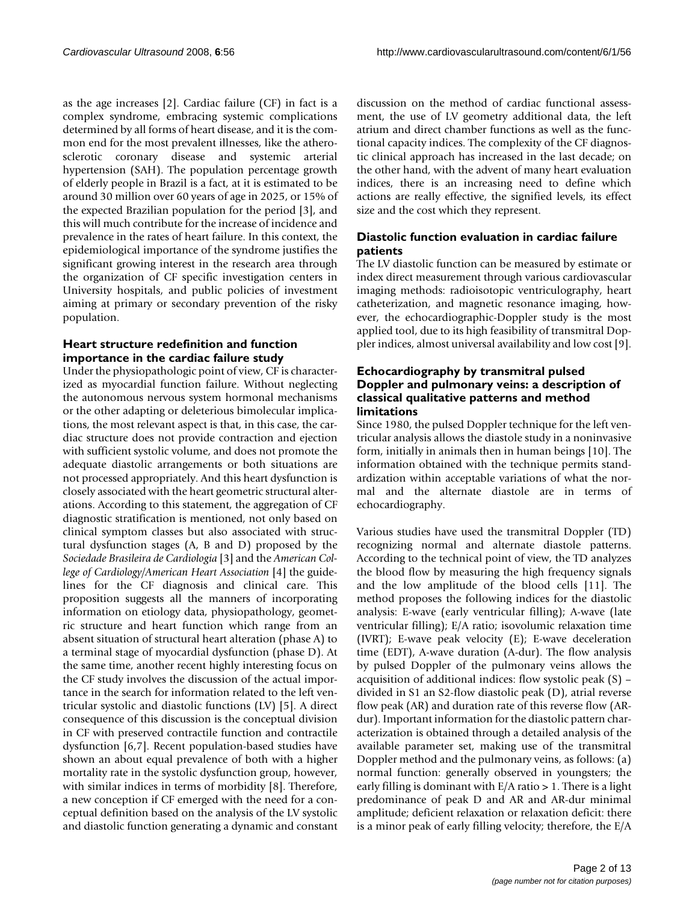as the age increases [2]. Cardiac failure (CF) in fact is a complex syndrome, embracing systemic complications determined by all forms of heart disease, and it is the common end for the most prevalent illnesses, like the atherosclerotic coronary disease and systemic arterial hypertension (SAH). The population percentage growth of elderly people in Brazil is a fact, at it is estimated to be around 30 million over 60 years of age in 2025, or 15% of the expected Brazilian population for the period [3], and this will much contribute for the increase of incidence and prevalence in the rates of heart failure. In this context, the epidemiological importance of the syndrome justifies the significant growing interest in the research area through the organization of CF specific investigation centers in University hospitals, and public policies of investment aiming at primary or secondary prevention of the risky population.

## Heart structure redefinition and function importance in the cardiac failure study

Under the physiopathologic point of view, CF is characterized as myocardial function failure. Without neglecting the autonomous nervous system hormonal mechanisms or the other adapting or deleterious bimolecular implications, the most relevant aspect is that, in this case, the cardiac structure does not provide contraction and ejection with sufficient systolic volume, and does not promote the adequate diastolic arrangements or both situations are not processed appropriately. And this heart dysfunction is closely associated with the heart geometric structural alterations. According to this statement, the aggregation of CF diagnostic stratification is mentioned, not only based on clinical symptom classes but also associated with structural dysfunction stages (A, B and D) proposed by the *Sociedade Brasileira de Cardiologia* [3] and the *American College of Cardiology/American Heart Association* [4] the guidelines for the CF diagnosis and clinical care. This proposition suggests all the manners of incorporating information on etiology data, physiopathology, geometric structure and heart function which range from an absent situation of structural heart alteration (phase A) to a terminal stage of myocardial dysfunction (phase D). At the same time, another recent highly interesting focus on the CF study involves the discussion of the actual importance in the search for information related to the left ventricular systolic and diastolic functions (LV) [5]. A direct consequence of this discussion is the conceptual division in CF with preserved contractile function and contractile dysfunction [6,7]. Recent population-based studies have shown an about equal prevalence of both with a higher mortality rate in the systolic dysfunction group, however, with similar indices in terms of morbidity [8]. Therefore, a new conception if CF emerged with the need for a conceptual definition based on the analysis of the LV systolic and diastolic function generating a dynamic and constant discussion on the method of cardiac functional assessment, the use of LV geometry additional data, the left atrium and direct chamber functions as well as the functional capacity indices. The complexity of the CF diagnostic clinical approach has increased in the last decade; on the other hand, with the advent of many heart evaluation indices, there is an increasing need to define which actions are really effective, the signified levels, its effect size and the cost which they represent.

## Diastolic function evaluation in cardiac failure patients

The LV diastolic function can be measured by estimate or index direct measurement through various cardiovascular imaging methods: radioisotopic ventriculography, heart catheterization, and magnetic resonance imaging, however, the echocardiographic-Doppler study is the most applied tool, due to its high feasibility of transmitral Doppler indices, almost universal availability and low cost [9].

## Echocardiography by transmitral pulsed Doppler and pulmonary veins: a description of classical qualitative patterns and method limitations

Since 1980, the pulsed Doppler technique for the left ventricular analysis allows the diastole study in a noninvasive form, initially in animals then in human beings [10]. The information obtained with the technique permits standardization within acceptable variations of what the normal and the alternate diastole are in terms of echocardiography.

Various studies have used the transmitral Doppler (TD) recognizing normal and alternate diastole patterns. According to the technical point of view, the TD analyzes the blood flow by measuring the high frequency signals and the low amplitude of the blood cells [11]. The method proposes the following indices for the diastolic analysis: E-wave (early ventricular filling); A-wave (late ventricular filling); E/A ratio; isovolumic relaxation time (IVRT); E-wave peak velocity (E); E-wave deceleration time (EDT), A-wave duration (A-dur). The flow analysis by pulsed Doppler of the pulmonary veins allows the acquisition of additional indices: flow systolic peak (S) – divided in S1 an S2-flow diastolic peak (D), atrial reverse flow peak (AR) and duration rate of this reverse flow (AR-dur). Important information for the diastolic pattern characterization is obtained through a detailed analysis of the available parameter set, making use of the transmitral Doppler method and the pulmonary veins, as follows: (a) normal function: generally observed in youngsters; the early filling is dominant with E/A ratio > 1. There is a light predominance of peak D and AR and AR-dur minimal amplitude; deficient relaxation or relaxation deficit: there is a minor peak of early filling velocity; therefore, the E/A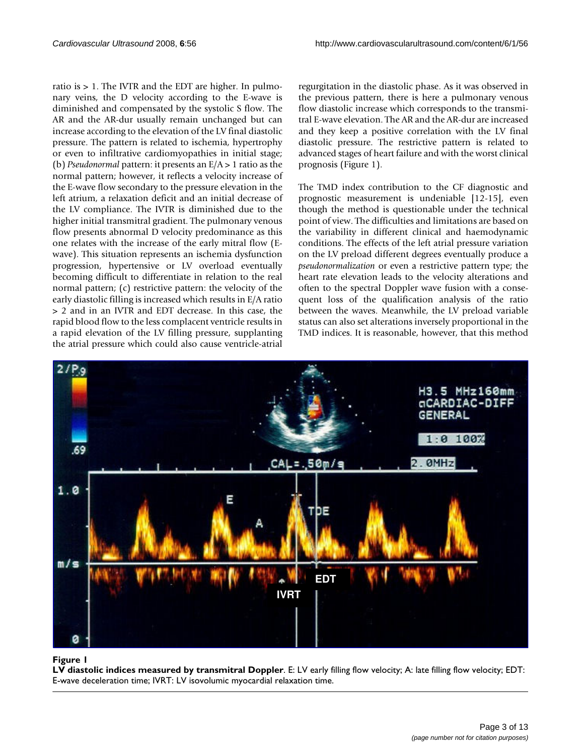ratio is > 1. The IVTR and the EDT are higher. In pulmonary veins, the D velocity according to the E-wave is diminished and compensated by the systolic S flow. The AR and the AR-dur usually remain unchanged but can increase according to the elevation of the LV final diastolic pressure. The pattern is related to ischemia, hypertrophy or even to infiltrative cardiomyopathies in initial stage; (b) *Pseudonormal* pattern: it presents an E/A > 1 ratio as the normal pattern; however, it reflects a velocity increase of the E-wave flow secondary to the pressure elevation in the left atrium, a relaxation deficit and an initial decrease of the LV compliance. The IVTR is diminished due to the higher initial transmitral gradient. The pulmonary venous flow presents abnormal D velocity predominance as this one relates with the increase of the early mitral flow (E-wave). This situation represents an ischemia dysfunction progression, hypertensive or LV overload eventually becoming difficult to differentiate in relation to the real normal pattern; (c) restrictive pattern: the velocity of the early diastolic filling is increased which results in E/A ratio > 2 and in an IVTR and EDT decrease. In this case, the rapid blood flow to the less complacent ventricle results in a rapid elevation of the LV filling pressure, supplanting the atrial pressure which could also cause ventricle-atrial regurgitation in the diastolic phase. As it was observed in the previous pattern, there is here a pulmonary venous flow diastolic increase which corresponds to the transmitral E-wave elevation. The AR and the AR-dur are increased and they keep a positive correlation with the LV final diastolic pressure. The restrictive pattern is related to advanced stages of heart failure and with the worst clinical prognosis (Figure 1).

The TMD index contribution to the CF diagnostic and prognostic measurement is undeniable [12-15], even though the method is questionable under the technical point of view. The difficulties and limitations are based on the variability in different clinical and haemodynamic conditions. The effects of the left atrial pressure variation on the LV preload different degrees eventually produce a *pseudonormalization* or even a restrictive pattern type; the heart rate elevation leads to the velocity alterations and often to the spectral Doppler wave fusion with a consequent loss of the qualification analysis of the ratio between the waves. Meanwhile, the LV preload variable status can also set alterations inversely proportional in the TMD indices. It is reasonable, however, that this method

2/P.9
.69
H3.5 MHz160mm
CARDIAC-DIFF
GENERAL
1:0 100%
CAL=.50m/s
2.0MHz
1.0
E
A
TDE
m/s
EDT
IVRT
0

**Figure 1**
**LV diastolic indices measured by transmitral Doppler**. E: LV early filling flow velocity; A: late filling flow velocity; EDT: E-wave deceleration time; IVRT: LV isovolumic myocardial relaxation time.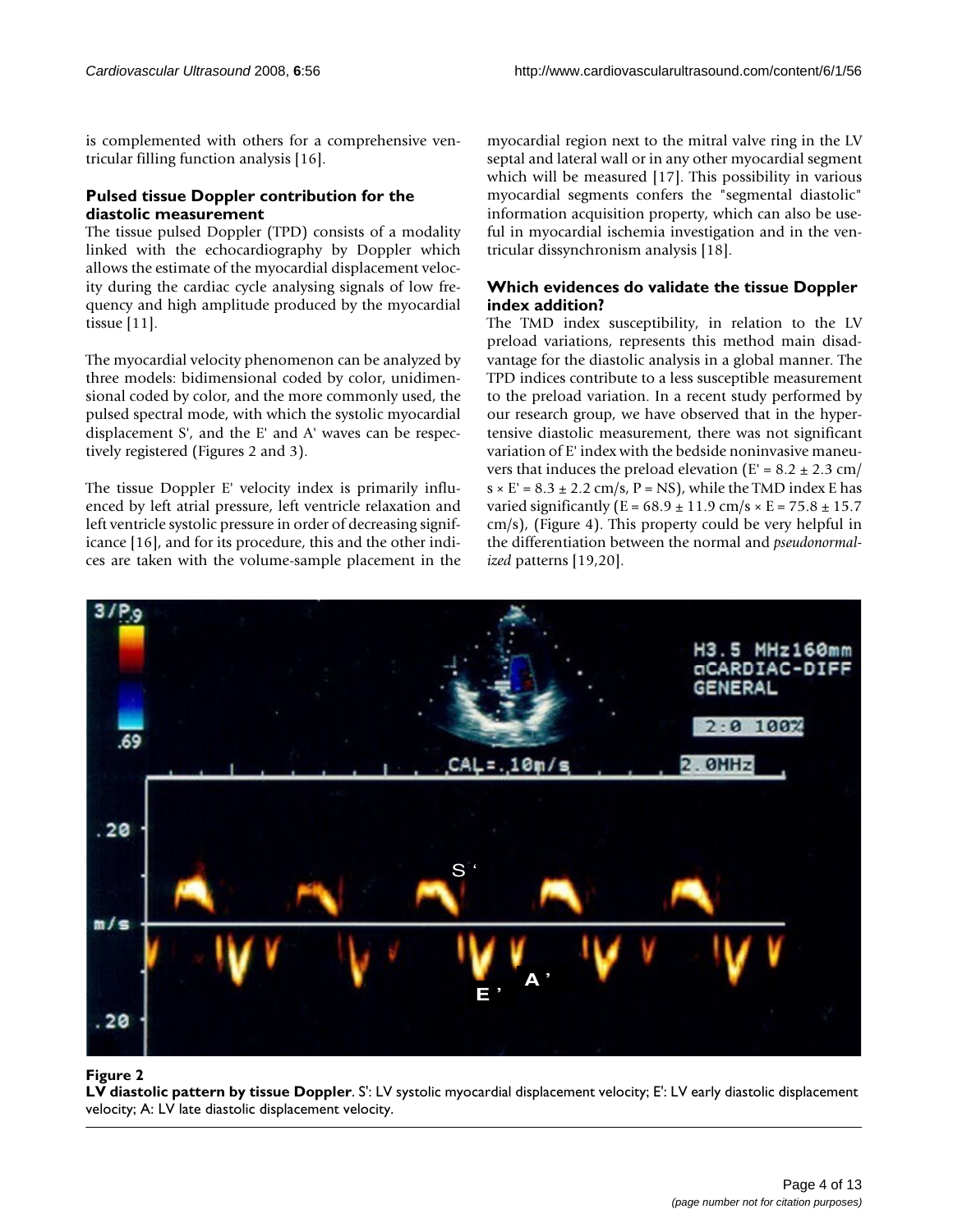is complemented with others for a comprehensive ventricular filling function analysis [16].

### Pulsed tissue Doppler contribution for the diastolic measurement

The tissue pulsed Doppler (TPD) consists of a modality linked with the echocardiography by Doppler which allows the estimate of the myocardial displacement velocity during the cardiac cycle analysing signals of low frequency and high amplitude produced by the myocardial tissue [11].

The myocardial velocity phenomenon can be analyzed by three models: bidimensional coded by color, unidimensional coded by color, and the more commonly used, the pulsed spectral mode, with which the systolic myocardial displacement S', and the E' and A' waves can be respectively registered (Figures 2 and 3).

The tissue Doppler E' velocity index is primarily influenced by left atrial pressure, left ventricle relaxation and left ventricle systolic pressure in order of decreasing significance [16], and for its procedure, this and the other indices are taken with the volume-sample placement in the myocardial region next to the mitral valve ring in the LV septal and lateral wall or in any other myocardial segment which will be measured [17]. This possibility in various myocardial segments confers the "segmental diastolic" information acquisition property, which can also be useful in myocardial ischemia investigation and in the ventricular dissynchronism analysis [18].

### Which evidences do validate the tissue Doppler index addition?

The TMD index susceptibility, in relation to the LV preload variations, represents this method main disadvantage for the diastolic analysis in a global manner. The TPD indices contribute to a less susceptible measurement to the preload variation. In a recent study performed by our research group, we have observed that in the hypertensive diastolic measurement, there was not significant variation of E' index with the bedside noninvasive maneuvers that induces the preload elevation (E' = 8.2 ± 2.3 cm/s × E' = 8.3 ± 2.2 cm/s, P = NS), while the TMD index E has varied significantly (E = 68.9 ± 11.9 cm/s × E = 75.8 ± 15.7 cm/s), (Figure 4). This property could be very helpful in the differentiation between the normal and *pseudonormalized* patterns [19,20].

**Figure 2**

**LV diastolic pattern by tissue Doppler**. S': LV systolic myocardial displacement velocity; E': LV early diastolic displacement velocity; A: LV late diastolic displacement velocity.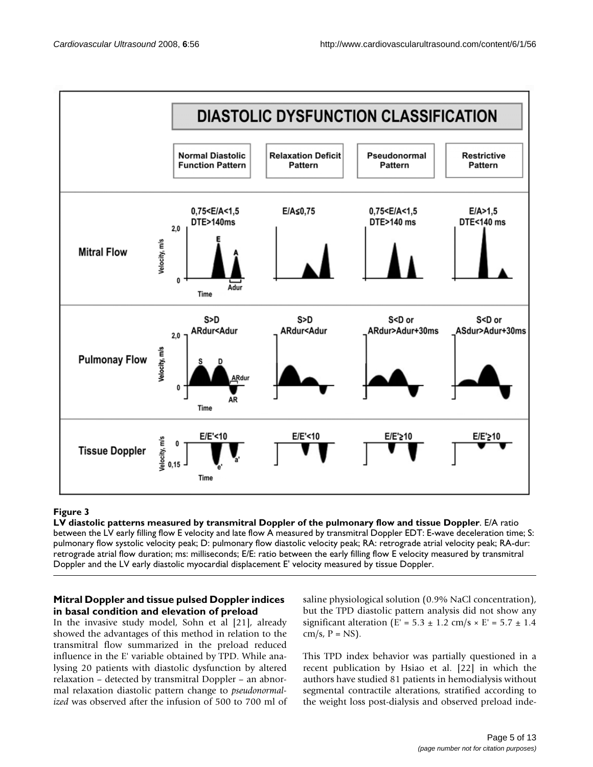**Figure 3**

**LV diastolic patterns measured by transmitral Doppler of the pulmonary flow and tissue Doppler**. E/A ratio between the LV early filling flow E velocity and late flow A measured by transmitral Doppler EDT: E-wave deceleration time; S: pulmonary flow systolic velocity peak; D: pulmonary flow diastolic velocity peak; RA: retrograde atrial velocity peak; RA-dur: retrograde atrial flow duration; ms: milliseconds; E/E: ratio between the early filling flow E velocity measured by transmitral Doppler and the LV early diastolic myocardial displacement E' velocity measured by tissue Doppler.

### Mitral Doppler and tissue pulsed Doppler indices in basal condition and elevation of preload

In the invasive study model, Sohn et al [21], already showed the advantages of this method in relation to the transmitral flow summarized in the preload reduced influence in the E' variable obtained by TPD. While analysing 20 patients with diastolic dysfunction by altered relaxation – detected by transmitral Doppler – an abnormal relaxation diastolic pattern change to *pseudonormalized* was observed after the infusion of 500 to 700 ml of saline physiological solution (0.9% NaCl concentration), but the TPD diastolic pattern analysis did not show any significant alteration ($E' = 5.3 \pm 1.2$ cm/s × $E' = 5.7 \pm 1.4$ cm/s, P = NS).

This TPD index behavior was partially questioned in a recent publication by Hsiao et al. [22] in which the authors have studied 81 patients in hemodialysis without segmental contractile alterations, stratified according to the weight loss post-dialysis and observed preload inde-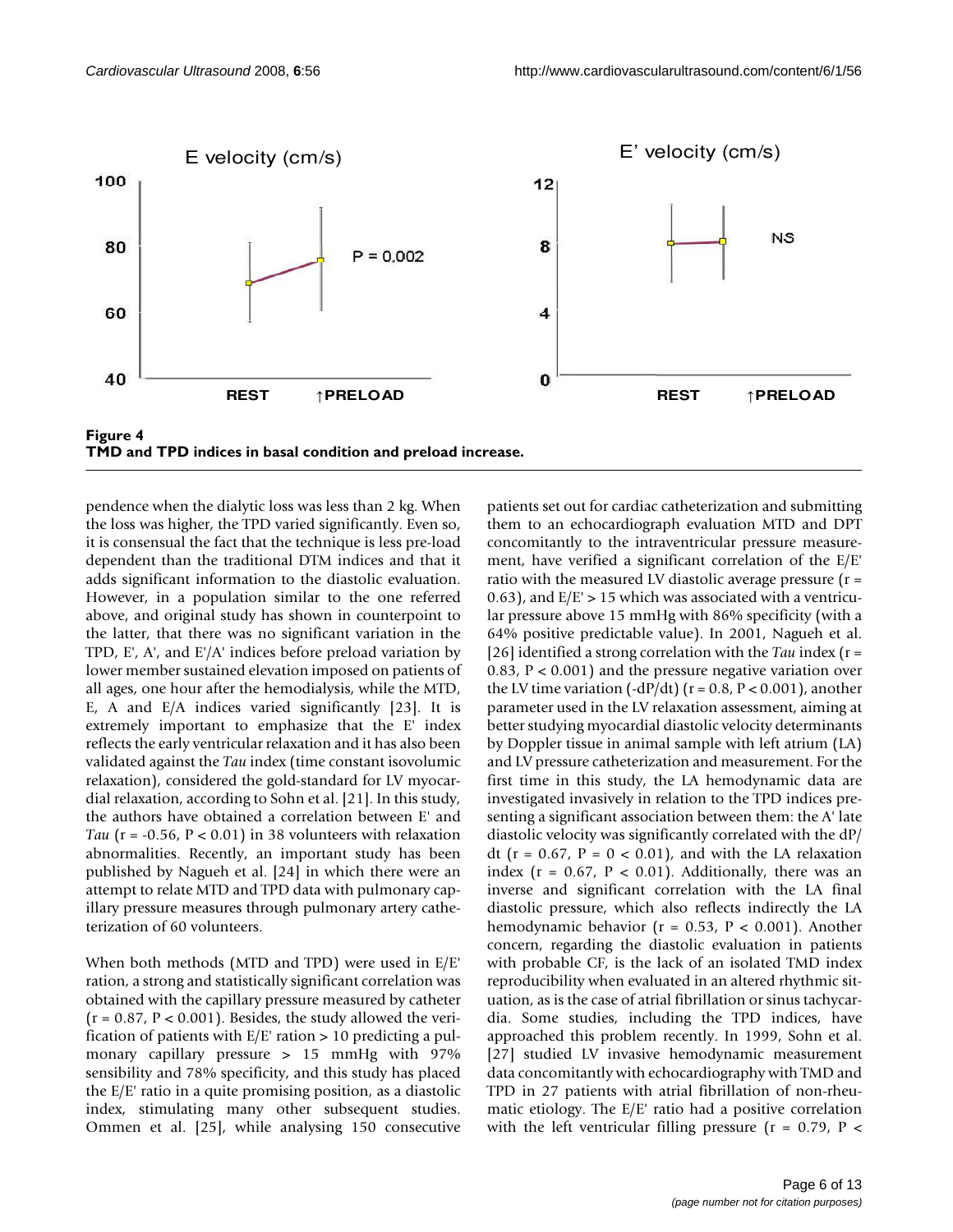**Figure 4**
**TMD and TPD indices in basal condition and preload increase.**

pendence when the dialytic loss was less than 2 kg. When the loss was higher, the TPD varied significantly. Even so, it is consensual the fact that the technique is less pre-load dependent than the traditional DTM indices and that it adds significant information to the diastolic evaluation. However, in a population similar to the one referred above, and original study has shown in counterpoint to the latter, that there was no significant variation in the TPD, E', A', and E'/A' indices before preload variation by lower member sustained elevation imposed on patients of all ages, one hour after the hemodialysis, while the MTD, E, A and E/A indices varied significantly [23]. It is extremely important to emphasize that the E' index reflects the early ventricular relaxation and it has also been validated against the *Tau* index (time constant isovolumic relaxation), considered the gold-standard for LV myocardial relaxation, according to Sohn et al. [21]. In this study, the authors have obtained a correlation between E' and *Tau* ($r = -0.56$, $P < 0.01$) in 38 volunteers with relaxation abnormalities. Recently, an important study has been published by Nagueh et al. [24] in which there were an attempt to relate MTD and TPD data with pulmonary capillary pressure measures through pulmonary artery catheterization of 60 volunteers.

When both methods (MTD and TPD) were used in E/E' ration, a strong and statistically significant correlation was obtained with the capillary pressure measured by catheter ($r = 0.87$, $P < 0.001$). Besides, the study allowed the verification of patients with E/E' ration > 10 predicting a pulmonary capillary pressure > 15 mmHg with 97% sensibility and 78% specificity, and this study has placed the E/E' ratio in a quite promising position, as a diastolic index, stimulating many other subsequent studies. Ommen et al. [25], while analysing 150 consecutive patients set out for cardiac catheterization and submitting them to an echocardiograph evaluation MTD and DPT concomitantly to the intraventricular pressure measurement, have verified a significant correlation of the E/E' ratio with the measured LV diastolic average pressure ($r = 0.63$), and E/E' > 15 which was associated with a ventricular pressure above 15 mmHg with 86% specificity (with a 64% positive predictable value). In 2001, Nagueh et al. [26] identified a strong correlation with the *Tau* index ($r = 0.83$, $P < 0.001$) and the pressure negative variation over the LV time variation ($-dP/dt$) ($r = 0.8$, $P < 0.001$), another parameter used in the LV relaxation assessment, aiming at better studying myocardial diastolic velocity determinants by Doppler tissue in animal sample with left atrium (LA) and LV pressure catheterization and measurement. For the first time in this study, the LA hemodynamic data are investigated invasively in relation to the TPD indices presenting a significant association between them: the A' late diastolic velocity was significantly correlated with the $dP/dt$ ($r = 0.67$, $P = 0 < 0.01$), and with the LA relaxation index ($r = 0.67$, $P < 0.01$). Additionally, there was an inverse and significant correlation with the LA final diastolic pressure, which also reflects indirectly the LA hemodynamic behavior ($r = 0.53$, $P < 0.001$). Another concern, regarding the diastolic evaluation in patients with probable CF, is the lack of an isolated TMD index reproducibility when evaluated in an altered rhythmic situation, as is the case of atrial fibrillation or sinus tachycardia. Some studies, including the TPD indices, have approached this problem recently. In 1999, Sohn et al. [27] studied LV invasive hemodynamic measurement data concomitantly with echocardiography with TMD and TPD in 27 patients with atrial fibrillation of non-rheumatic etiology. The E/E' ratio had a positive correlation with the left ventricular filling pressure ($r = 0.79$, $P <$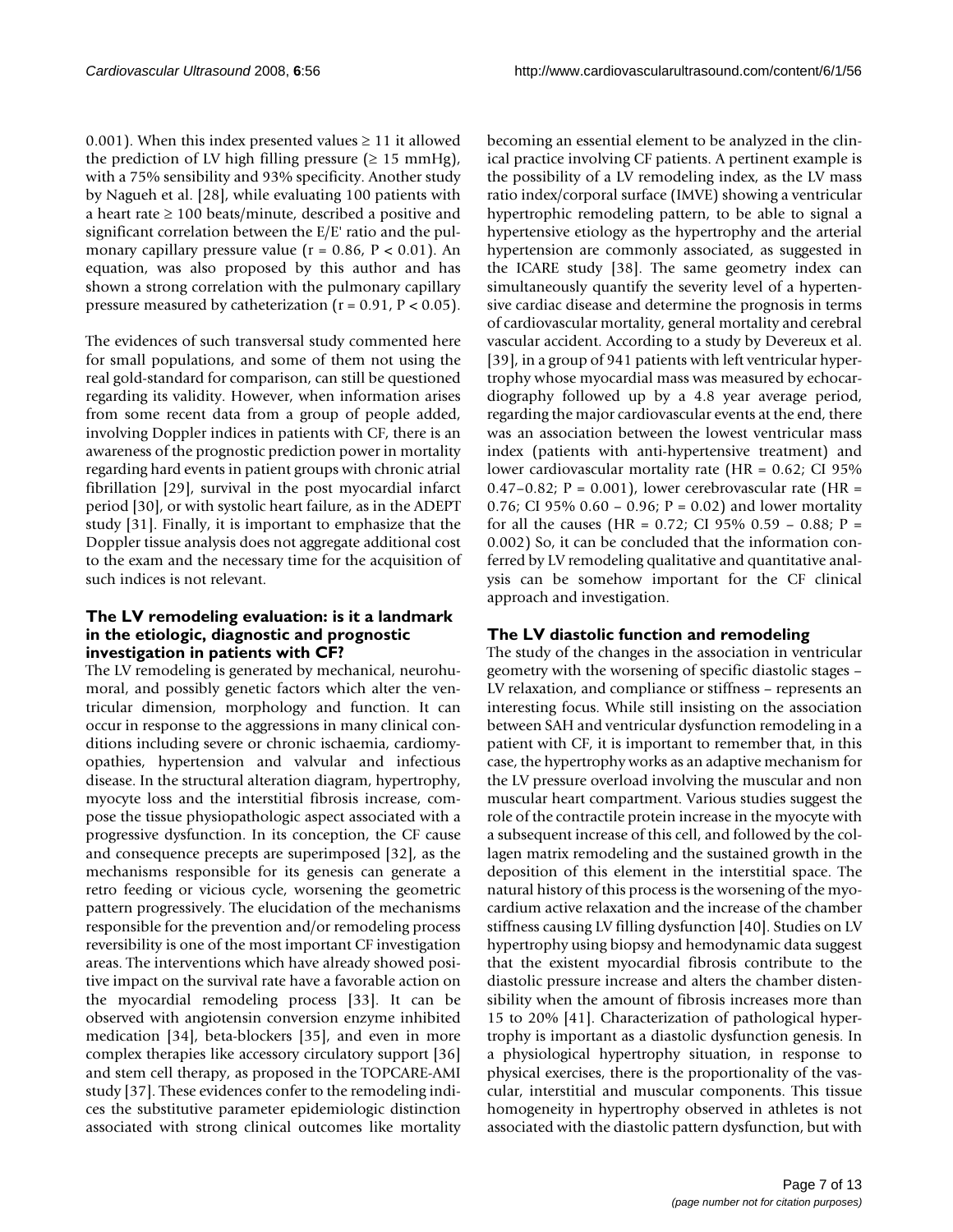0.001). When this index presented values $\geq 11$ it allowed the prediction of LV high filling pressure ($\geq 15$ mmHg), with a 75% sensibility and 93% specificity. Another study by Nagueh et al. [28], while evaluating 100 patients with a heart rate $\geq 100$ beats/minute, described a positive and significant correlation between the E/E' ratio and the pulmonary capillary pressure value ($r = 0.86$, $P < 0.01$). An equation, was also proposed by this author and has shown a strong correlation with the pulmonary capillary pressure measured by catheterization ($r = 0.91$, $P < 0.05$).

The evidences of such transversal study commented here for small populations, and some of them not using the real gold-standard for comparison, can still be questioned regarding its validity. However, when information arises from some recent data from a group of people added, involving Doppler indices in patients with CF, there is an awareness of the prognostic prediction power in mortality regarding hard events in patient groups with chronic atrial fibrillation [29], survival in the post myocardial infarct period [30], or with systolic heart failure, as in the ADEPT study [31]. Finally, it is important to emphasize that the Doppler tissue analysis does not aggregate additional cost to the exam and the necessary time for the acquisition of such indices is not relevant.

### The LV remodeling evaluation: is it a landmark in the etiologic, diagnostic and prognostic investigation in patients with CF?

The LV remodeling is generated by mechanical, neurohumoral, and possibly genetic factors which alter the ventricular dimension, morphology and function. It can occur in response to the aggressions in many clinical conditions including severe or chronic ischaemia, cardiomyopathies, hypertension and valvular and infectious disease. In the structural alteration diagram, hypertrophy, myocyte loss and the interstitial fibrosis increase, compose the tissue physiopathologic aspect associated with a progressive dysfunction. In its conception, the CF cause and consequence precepts are superimposed [32], as the mechanisms responsible for its genesis can generate a retro feeding or vicious cycle, worsening the geometric pattern progressively. The elucidation of the mechanisms responsible for the prevention and/or remodeling process reversibility is one of the most important CF investigation areas. The interventions which have already showed positive impact on the survival rate have a favorable action on the myocardial remodeling process [33]. It can be observed with angiotensin conversion enzyme inhibited medication [34], beta-blockers [35], and even in more complex therapies like accessory circulatory support [36] and stem cell therapy, as proposed in the TOPCARE-AMI study [37]. These evidences confer to the remodeling indices the substitutive parameter epidemiologic distinction associated with strong clinical outcomes like mortality becoming an essential element to be analyzed in the clinical practice involving CF patients. A pertinent example is the possibility of a LV remodeling index, as the LV mass ratio index/corporal surface (IMVE) showing a ventricular hypertrophic remodeling pattern, to be able to signal a hypertensive etiology as the hypertrophy and the arterial hypertension are commonly associated, as suggested in the ICARE study [38]. The same geometry index can simultaneously quantify the severity level of a hypertensive cardiac disease and determine the prognosis in terms of cardiovascular mortality, general mortality and cerebral vascular accident. According to a study by Devereux et al. [39], in a group of 941 patients with left ventricular hypertrophy whose myocardial mass was measured by echocardiography followed up by a 4.8 year average period, regarding the major cardiovascular events at the end, there was an association between the lowest ventricular mass index (patients with anti-hypertensive treatment) and lower cardiovascular mortality rate (HR = 0.62; CI 95% 0.47–0.82; $P = 0.001$), lower cerebrovascular rate (HR = 0.76; CI 95% 0.60 – 0.96; $P = 0.02$) and lower mortality for all the causes (HR = 0.72; CI 95% 0.59 – 0.88; $P = 0.002$) So, it can be concluded that the information conferred by LV remodeling qualitative and quantitative analysis can be somehow important for the CF clinical approach and investigation.

### The LV diastolic function and remodeling

The study of the changes in the association in ventricular geometry with the worsening of specific diastolic stages – LV relaxation, and compliance or stiffness – represents an interesting focus. While still insisting on the association between SAH and ventricular dysfunction remodeling in a patient with CF, it is important to remember that, in this case, the hypertrophy works as an adaptive mechanism for the LV pressure overload involving the muscular and non muscular heart compartment. Various studies suggest the role of the contractile protein increase in the myocyte with a subsequent increase of this cell, and followed by the collagen matrix remodeling and the sustained growth in the deposition of this element in the interstitial space. The natural history of this process is the worsening of the myocardium active relaxation and the increase of the chamber stiffness causing LV filling dysfunction [40]. Studies on LV hypertrophy using biopsy and hemodynamic data suggest that the existent myocardial fibrosis contribute to the diastolic pressure increase and alters the chamber distensibility when the amount of fibrosis increases more than 15 to 20% [41]. Characterization of pathological hypertrophy is important as a diastolic dysfunction genesis. In a physiological hypertrophy situation, in response to physical exercises, there is the proportionality of the vascular, interstitial and muscular components. This tissue homogeneity in hypertrophy observed in athletes is not associated with the diastolic pattern dysfunction, but with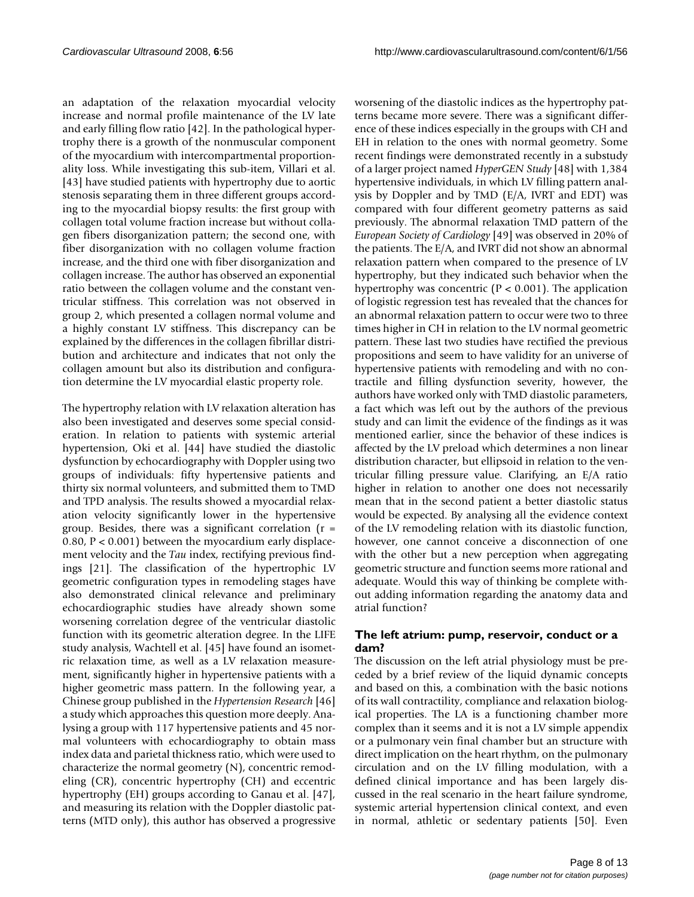an adaptation of the relaxation myocardial velocity increase and normal profile maintenance of the LV late and early filling flow ratio [42]. In the pathological hypertrophy there is a growth of the nonmuscular component of the myocardium with intercompartmental proportionality loss. While investigating this sub-item, Villari et al. [43] have studied patients with hypertrophy due to aortic stenosis separating them in three different groups according to the myocardial biopsy results: the first group with collagen total volume fraction increase but without collagen fibers disorganization pattern; the second one, with fiber disorganization with no collagen volume fraction increase, and the third one with fiber disorganization and collagen increase. The author has observed an exponential ratio between the collagen volume and the constant ventricular stiffness. This correlation was not observed in group 2, which presented a collagen normal volume and a highly constant LV stiffness. This discrepancy can be explained by the differences in the collagen fibrillar distribution and architecture and indicates that not only the collagen amount but also its distribution and configuration determine the LV myocardial elastic property role.

The hypertrophy relation with LV relaxation alteration has also been investigated and deserves some special consideration. In relation to patients with systemic arterial hypertension, Oki et al. [44] have studied the diastolic dysfunction by echocardiography with Doppler using two groups of individuals: fifty hypertensive patients and thirty six normal volunteers, and submitted them to TMD and TPD analysis. The results showed a myocardial relaxation velocity significantly lower in the hypertensive group. Besides, there was a significant correlation ($r = 0.80$, $P < 0.001$) between the myocardium early displacement velocity and the *Tau* index, rectifying previous findings [21]. The classification of the hypertrophic LV geometric configuration types in remodeling stages have also demonstrated clinical relevance and preliminary echocardiographic studies have already shown some worsening correlation degree of the ventricular diastolic function with its geometric alteration degree. In the LIFE study analysis, Wachtell et al. [45] have found an isometric relaxation time, as well as a LV relaxation measurement, significantly higher in hypertensive patients with a higher geometric mass pattern. In the following year, a Chinese group published in the *Hypertension Research* [46] a study which approaches this question more deeply. Analysing a group with 117 hypertensive patients and 45 normal volunteers with echocardiography to obtain mass index data and parietal thickness ratio, which were used to characterize the normal geometry (N), concentric remodeling (CR), concentric hypertrophy (CH) and eccentric hypertrophy (EH) groups according to Ganau et al. [47], and measuring its relation with the Doppler diastolic patterns (MTD only), this author has observed a progressive worsening of the diastolic indices as the hypertrophy patterns became more severe. There was a significant difference of these indices especially in the groups with CH and EH in relation to the ones with normal geometry. Some recent findings were demonstrated recently in a substudy of a larger project named *HyperGEN Study* [48] with 1,384 hypertensive individuals, in which LV filling pattern analysis by Doppler and by TMD (E/A, IVRT and EDT) was compared with four different geometry patterns as said previously. The abnormal relaxation TMD pattern of the *European Society of Cardiology* [49] was observed in 20% of the patients. The E/A, and IVRT did not show an abnormal relaxation pattern when compared to the presence of LV hypertrophy, but they indicated such behavior when the hypertrophy was concentric ($P < 0.001$). The application of logistic regression test has revealed that the chances for an abnormal relaxation pattern to occur were two to three times higher in CH in relation to the LV normal geometric pattern. These last two studies have rectified the previous propositions and seem to have validity for an universe of hypertensive patients with remodeling and with no contractile and filling dysfunction severity, however, the authors have worked only with TMD diastolic parameters, a fact which was left out by the authors of the previous study and can limit the evidence of the findings as it was mentioned earlier, since the behavior of these indices is affected by the LV preload which determines a non linear distribution character, but ellipsoid in relation to the ventricular filling pressure value. Clarifying, an E/A ratio higher in relation to another one does not necessarily mean that in the second patient a better diastolic status would be expected. By analysing all the evidence context of the LV remodeling relation with its diastolic function, however, one cannot conceive a disconnection of one with the other but a new perception when aggregating geometric structure and function seems more rational and adequate. Would this way of thinking be complete without adding information regarding the anatomy data and atrial function?

## The left atrium: pump, reservoir, conduct or a dam?

The discussion on the left atrial physiology must be preceded by a brief review of the liquid dynamic concepts and based on this, a combination with the basic notions of its wall contractility, compliance and relaxation biological properties. The LA is a functioning chamber more complex than it seems and it is not a LV simple appendix or a pulmonary vein final chamber but an structure with direct implication on the heart rhythm, on the pulmonary circulation and on the LV filling modulation, with a defined clinical importance and has been largely discussed in the real scenario in the heart failure syndrome, systemic arterial hypertension clinical context, and even in normal, athletic or sedentary patients [50]. Even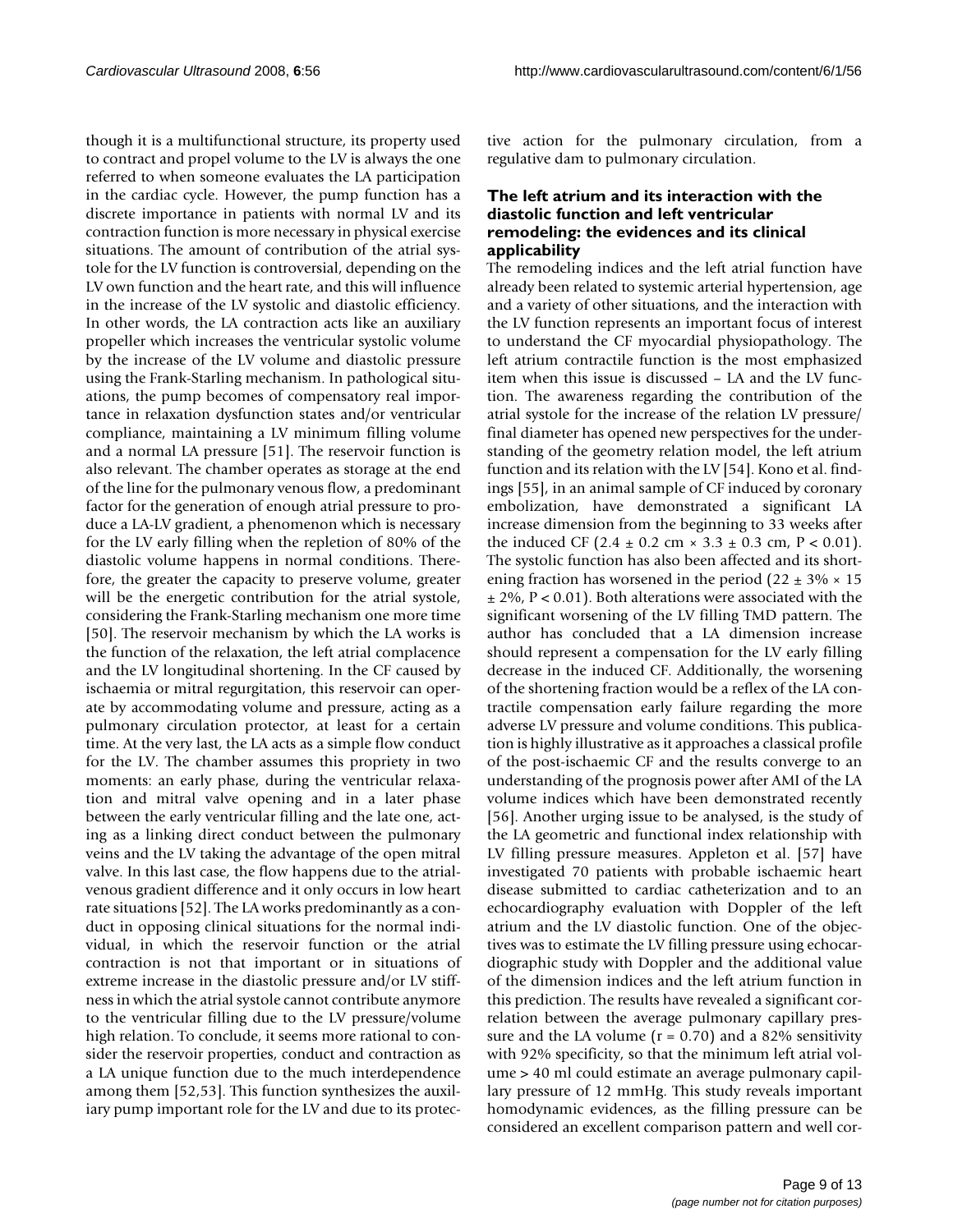though it is a multifunctional structure, its property used to contract and propel volume to the LV is always the one referred to when someone evaluates the LA participation in the cardiac cycle. However, the pump function has a discrete importance in patients with normal LV and its contraction function is more necessary in physical exercise situations. The amount of contribution of the atrial systole for the LV function is controversial, depending on the LV own function and the heart rate, and this will influence in the increase of the LV systolic and diastolic efficiency. In other words, the LA contraction acts like an auxiliary propeller which increases the ventricular systolic volume by the increase of the LV volume and diastolic pressure using the Frank-Starling mechanism. In pathological situations, the pump becomes of compensatory real importance in relaxation dysfunction states and/or ventricular compliance, maintaining a LV minimum filling volume and a normal LA pressure [51]. The reservoir function is also relevant. The chamber operates as storage at the end of the line for the pulmonary venous flow, a predominant factor for the generation of enough atrial pressure to produce a LA-LV gradient, a phenomenon which is necessary for the LV early filling when the repletion of 80% of the diastolic volume happens in normal conditions. Therefore, the greater the capacity to preserve volume, greater will be the energetic contribution for the atrial systole, considering the Frank-Starling mechanism one more time [50]. The reservoir mechanism by which the LA works is the function of the relaxation, the left atrial complacence and the LV longitudinal shortening. In the CF caused by ischaemia or mitral regurgitation, this reservoir can operate by accommodating volume and pressure, acting as a pulmonary circulation protector, at least for a certain time. At the very last, the LA acts as a simple flow conduct for the LV. The chamber assumes this propriety in two moments: an early phase, during the ventricular relaxation and mitral valve opening and in a later phase between the early ventricular filling and the late one, acting as a linking direct conduct between the pulmonary veins and the LV taking the advantage of the open mitral valve. In this last case, the flow happens due to the atrial-venous gradient difference and it only occurs in low heart rate situations [52]. The LA works predominantly as a conduct in opposing clinical situations for the normal individual, in which the reservoir function or the atrial contraction is not that important or in situations of extreme increase in the diastolic pressure and/or LV stiffness in which the atrial systole cannot contribute anymore to the ventricular filling due to the LV pressure/volume high relation. To conclude, it seems more rational to consider the reservoir properties, conduct and contraction as a LA unique function due to the much interdependence among them [52,53]. This function synthesizes the auxiliary pump important role for the LV and due to its protective action for the pulmonary circulation, from a regulative dam to pulmonary circulation.

### The left atrium and its interaction with the diastolic function and left ventricular remodeling: the evidences and its clinical applicability

The remodeling indices and the left atrial function have already been related to systemic arterial hypertension, age and a variety of other situations, and the interaction with the LV function represents an important focus of interest to understand the CF myocardial physiopathology. The left atrium contractile function is the most emphasized item when this issue is discussed – LA and the LV function. The awareness regarding the contribution of the atrial systole for the increase of the relation LV pressure/final diameter has opened new perspectives for the understanding of the geometry relation model, the left atrium function and its relation with the LV [54]. Kono et al. findings [55], in an animal sample of CF induced by coronary embolization, have demonstrated a significant LA increase dimension from the beginning to 33 weeks after the induced CF ($2.4 \pm 0.2$ cm × $3.3 \pm 0.3$ cm, $P < 0.01$). The systolic function has also been affected and its shortening fraction has worsened in the period ($22 \pm 3\%$ × $15 \pm 2\%$, $P < 0.01$). Both alterations were associated with the significant worsening of the LV filling TMD pattern. The author has concluded that a LA dimension increase should represent a compensation for the LV early filling decrease in the induced CF. Additionally, the worsening of the shortening fraction would be a reflex of the LA contractile compensation early failure regarding the more adverse LV pressure and volume conditions. This publication is highly illustrative as it approaches a classical profile of the post-ischaemic CF and the results converge to an understanding of the prognosis power after AMI of the LA volume indices which have been demonstrated recently [56]. Another urging issue to be analysed, is the study of the LA geometric and functional index relationship with LV filling pressure measures. Appleton et al. [57] have investigated 70 patients with probable ischaemic heart disease submitted to cardiac catheterization and to an echocardiography evaluation with Doppler of the left atrium and the LV diastolic function. One of the objectives was to estimate the LV filling pressure using echocardiographic study with Doppler and the additional value of the dimension indices and the left atrium function in this prediction. The results have revealed a significant correlation between the average pulmonary capillary pressure and the LA volume ($r = 0.70$) and a 82% sensitivity with 92% specificity, so that the minimum left atrial volume > 40 ml could estimate an average pulmonary capillary pressure of 12 mmHg. This study reveals important homodynamic evidences, as the filling pressure can be considered an excellent comparison pattern and well cor-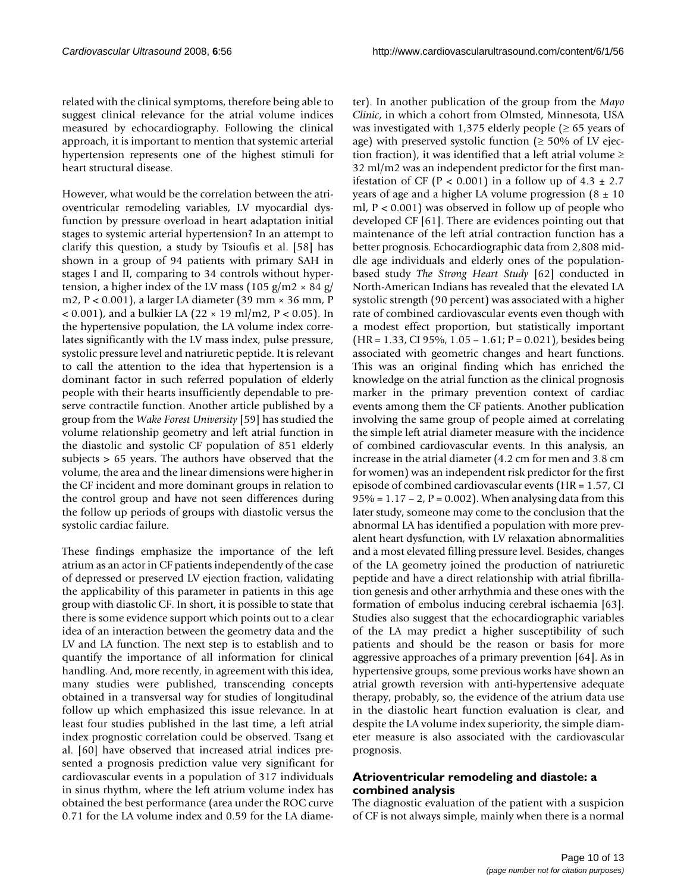related with the clinical symptoms, therefore being able to suggest clinical relevance for the atrial volume indices measured by echocardiography. Following the clinical approach, it is important to mention that systemic arterial hypertension represents one of the highest stimuli for heart structural disease.

However, what would be the correlation between the atrioventricular remodeling variables, LV myocardial dysfunction by pressure overload in heart adaptation initial stages to systemic arterial hypertension? In an attempt to clarify this question, a study by Tsioufis et al. [58] has shown in a group of 94 patients with primary SAH in stages I and II, comparing to 34 controls without hypertension, a higher index of the LV mass (105 g/m2 × 84 g/m2, P < 0.001), a larger LA diameter (39 mm × 36 mm, P < 0.001), and a bulkier LA (22 × 19 ml/m2, P < 0.05). In the hypertensive population, the LA volume index correlates significantly with the LV mass index, pulse pressure, systolic pressure level and natriuretic peptide. It is relevant to call the attention to the idea that hypertension is a dominant factor in such referred population of elderly people with their hearts insufficiently dependable to preserve contractile function. Another article published by a group from the *Wake Forest University* [59] has studied the volume relationship geometry and left atrial function in the diastolic and systolic CF population of 851 elderly subjects > 65 years. The authors have observed that the volume, the area and the linear dimensions were higher in the CF incident and more dominant groups in relation to the control group and have not seen differences during the follow up periods of groups with diastolic versus the systolic cardiac failure.

These findings emphasize the importance of the left atrium as an actor in CF patients independently of the case of depressed or preserved LV ejection fraction, validating the applicability of this parameter in patients in this age group with diastolic CF. In short, it is possible to state that there is some evidence support which points out to a clear idea of an interaction between the geometry data and the LV and LA function. The next step is to establish and to quantify the importance of all information for clinical handling. And, more recently, in agreement with this idea, many studies were published, transcending concepts obtained in a transversal way for studies of longitudinal follow up which emphasized this issue relevance. In at least four studies published in the last time, a left atrial index prognostic correlation could be observed. Tsang et al. [60] have observed that increased atrial indices presented a prognosis prediction value very significant for cardiovascular events in a population of 317 individuals in sinus rhythm, where the left atrium volume index has obtained the best performance (area under the ROC curve 0.71 for the LA volume index and 0.59 for the LA diameter). In another publication of the group from the *Mayo Clinic*, in which a cohort from Olmsted, Minnesota, USA was investigated with 1,375 elderly people (≥ 65 years of age) with preserved systolic function (≥ 50% of LV ejection fraction), it was identified that a left atrial volume ≥ 32 ml/m2 was an independent predictor for the first manifestation of CF (P < 0.001) in a follow up of 4.3 ± 2.7 years of age and a higher LA volume progression (8 ± 10 ml, P < 0.001) was observed in follow up of people who developed CF [61]. There are evidences pointing out that maintenance of the left atrial contraction function has a better prognosis. Echocardiographic data from 2,808 middle age individuals and elderly ones of the population-based study *The Strong Heart Study* [62] conducted in North-American Indians has revealed that the elevated LA systolic strength (90 percent) was associated with a higher rate of combined cardiovascular events even though with a modest effect proportion, but statistically important (HR = 1.33, CI 95%, 1.05 – 1.61; P = 0.021), besides being associated with geometric changes and heart functions. This was an original finding which has enriched the knowledge on the atrial function as the clinical prognosis marker in the primary prevention context of cardiac events among them the CF patients. Another publication involving the same group of people aimed at correlating the simple left atrial diameter measure with the incidence of combined cardiovascular events. In this analysis, an increase in the atrial diameter (4.2 cm for men and 3.8 cm for women) was an independent risk predictor for the first episode of combined cardiovascular events (HR = 1.57, CI 95% = 1.17 – 2, P = 0.002). When analysing data from this later study, someone may come to the conclusion that the abnormal LA has identified a population with more prevalent heart dysfunction, with LV relaxation abnormalities and a most elevated filling pressure level. Besides, changes of the LA geometry joined the production of natriuretic peptide and have a direct relationship with atrial fibrillation genesis and other arrhythmia and these ones with the formation of embolus inducing cerebral ischaemia [63]. Studies also suggest that the echocardiographic variables of the LA may predict a higher susceptibility of such patients and should be the reason or basis for more aggressive approaches of a primary prevention [64]. As in hypertensive groups, some previous works have shown an atrial growth reversion with anti-hypertensive adequate therapy, probably, so, the evidence of the atrium data use in the diastolic heart function evaluation is clear, and despite the LA volume index superiority, the simple diameter measure is also associated with the cardiovascular prognosis.

## Atrioventricular remodeling and diastole: a combined analysis

The diagnostic evaluation of the patient with a suspicion of CF is not always simple, mainly when there is a normal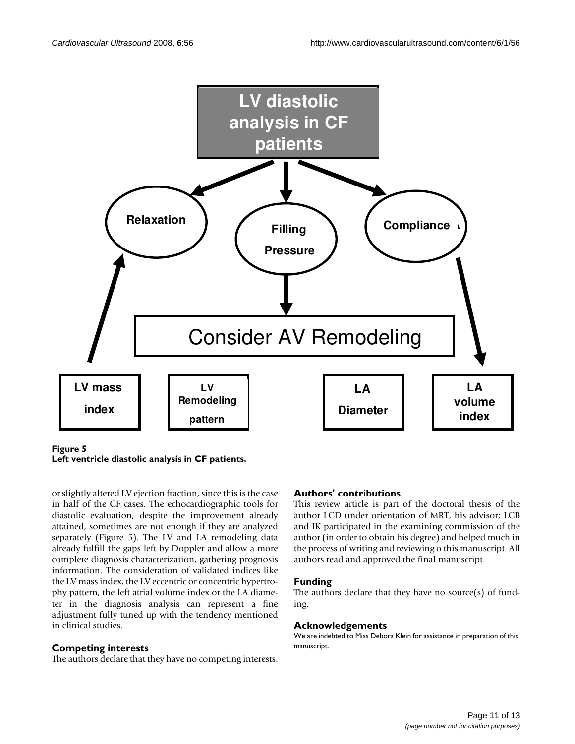**Figure 5**
**Left ventricle diastolic analysis in CF patients.**

or slightly altered LV ejection fraction, since this is the case in half of the CF cases. The echocardiographic tools for diastolic evaluation, despite the improvement already attained, sometimes are not enough if they are analyzed separately (Figure 5). The LV and LA remodeling data already fulfill the gaps left by Doppler and allow a more complete diagnosis characterization, gathering prognosis information. The consideration of validated indices like the LV mass index, the LV eccentric or concentric hypertrophy pattern, the left atrial volume index or the LA diameter in the diagnosis analysis can represent a fine adjustment fully tuned up with the tendency mentioned in clinical studies.

## Competing interests

The authors declare that they have no competing interests.

## Authors' contributions

This review article is part of the doctoral thesis of the author LCD under orientation of MRT, his advisor; LCB and IK participated in the examining commission of the author (in order to obtain his degree) and helped much in the process of writing and reviewing o this manuscript. All authors read and approved the final manuscript.

## Funding

The authors declare that they have no source(s) of funding.

## Acknowledgements

We are indebted to Miss Debora Klein for assistance in preparation of this manuscript.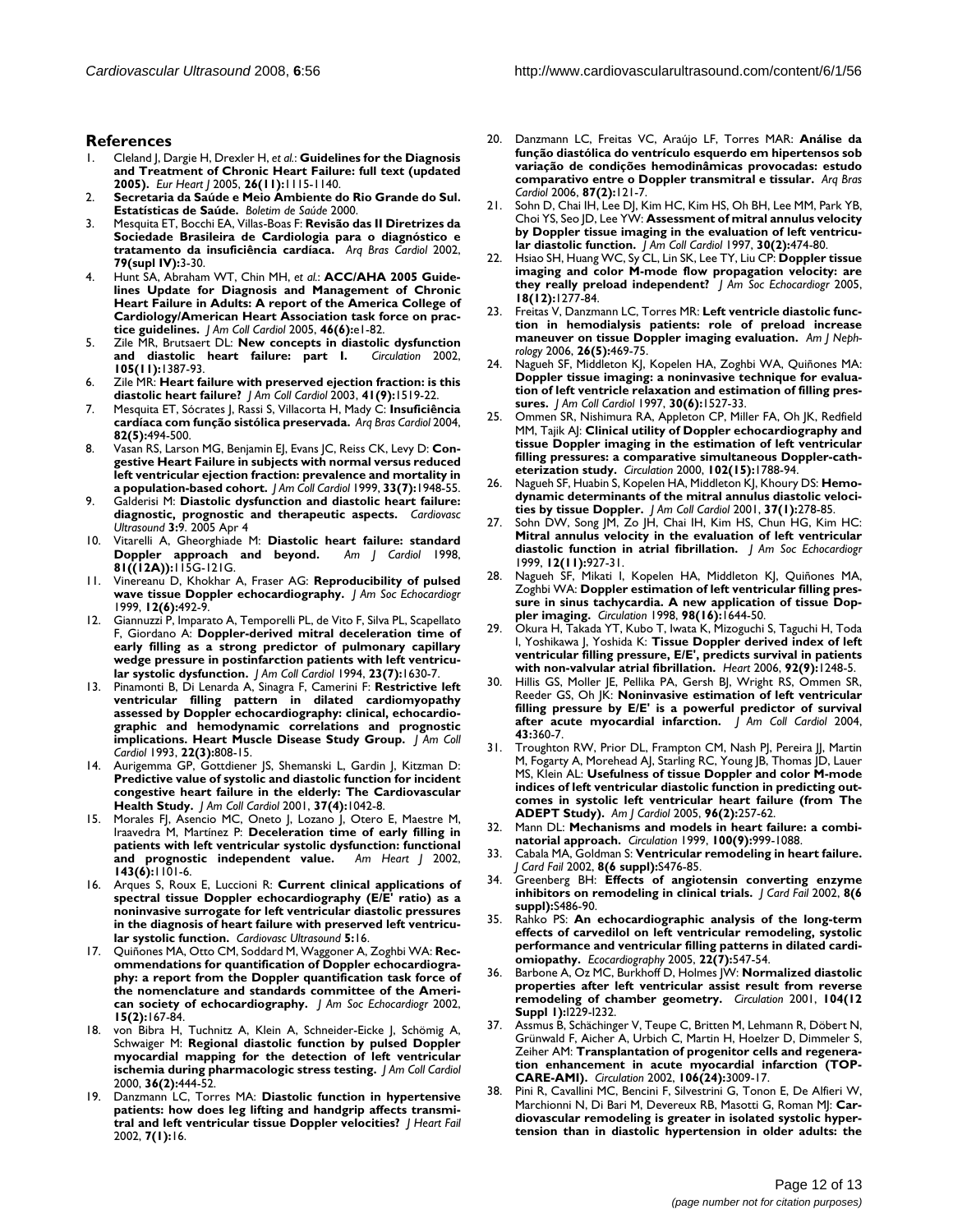## References

1. Cleland J, Dargie H, Drexler H, *et al.*: **Guidelines for the Diagnosis and Treatment of Chronic Heart Failure: full text (updated 2005).** *Eur Heart J* 2005, **26(11):**1115-1140.
2. **Secretaria da Saúde e Meio Ambiente do Rio Grande do Sul. Estatísticas de Saúde.** *Boletim de Saúde* 2000.
3. Mesquita ET, Bocchi EA, Villas-Boas F: **Revisão das II Diretrizes da Sociedade Brasileira de Cardiologia para o diagnóstico e tratamento da insuficiência cardíaca.** *Arq Bras Cardiol* 2002, **79(supl IV):**3-30.
4. Hunt SA, Abraham WT, Chin MH, *et al.*: **ACC/AHA 2005 Guidelines Update for Diagnosis and Management of Chronic Heart Failure in Adults: A report of the America College of Cardiology/American Heart Association task force on practice guidelines.** *J Am Coll Cardiol* 2005, **46(6):**e1-82.
5. Zile MR, Brutsaert DL: **New concepts in diastolic dysfunction and diastolic heart failure: part I.** *Circulation* 2002, **105(11):**1387-93.
6. Zile MR: **Heart failure with preserved ejection fraction: is this diastolic heart failure?** *J Am Coll Cardiol* 2003, **41(9):**1519-22.
7. Mesquita ET, Sócrates J, Rassi S, Villacorta H, Mady C: **Insuficiência cardíaca com função sistólica preservada.** *Arq Bras Cardiol* 2004, **82(5):**494-500.
8. Vasan RS, Larson MG, Benjamin EJ, Evans JC, Reiss CK, Levy D: **Congestive Heart Failure in subjects with normal versus reduced left ventricular ejection fraction: prevalence and mortality in a population-based cohort.** *J Am Coll Cardiol* 1999, **33(7):**1948-55.
9. Galderisi M: **Diastolic dysfunction and diastolic heart failure: diagnostic, prognostic and therapeutic aspects.** *Cardiovasc Ultrasound* **3:**9. 2005 Apr 4
10. Vitarelli A, Gheorghiade M: **Diastolic heart failure: standard Doppler approach and beyond.** *Am J Cardiol* 1998, **81((12A)):**115G-121G.
11. Vinereanu D, Khokhar A, Fraser AG: **Reproducibility of pulsed wave tissue Doppler echocardiography.** *J Am Soc Echocardiogr* 1999, **12(6):**492-9.
12. Giannuzzi P, Imparato A, Temporelli PL, de Vito F, Silva PL, Scapellato F, Giordano A: **Doppler-derived mitral deceleration time of early filling as a strong predictor of pulmonary capillary wedge pressure in postinfarction patients with left ventricular systolic dysfunction.** *J Am Coll Cardiol* 1994, **23(7):**1630-7.
13. Pinamonti B, Di Lenarda A, Sinagra F, Camerini F: **Restrictive left ventricular filling pattern in dilated cardiomyopathy assessed by Doppler echocardiography: clinical, echocardiographic and hemodynamic correlations and prognostic implications. Heart Muscle Disease Study Group.** *J Am Coll Cardiol* 1993, **22(3):**808-15.
14. Aurigemma GP, Gottdiener JS, Shemanski L, Gardin J, Kitzman D: **Predictive value of systolic and diastolic function for incident congestive heart failure in the elderly: The Cardiovascular Health Study.** *J Am Coll Cardiol* 2001, **37(4):**1042-8.
15. Morales FJ, Asencio MC, Oneto J, Lozano J, Otero E, Maestre M, Iraavedra M, Martínez P: **Deceleration time of early filling in patients with left ventricular systolic dysfunction: functional and prognostic independent value.** *Am Heart J* 2002, **143(6):**1101-6.
16. Arques S, Roux E, Luccioni R: **Current clinical applications of spectral tissue Doppler echocardiography (E/E' ratio) as a noninvasive surrogate for left ventricular diastolic pressures in the diagnosis of heart failure with preserved left ventricular systolic function.** *Cardiovasc Ultrasound* **5:**16.
17. Quiñones MA, Otto CM, Soddard M, Waggoner A, Zoghbi WA: **Recommendations for quantification of Doppler echocardiography: a report from the Doppler quantification task force of the nomenclature and standards committee of the American society of echocardiography.** *J Am Soc Echocardiogr* 2002, **15(2):**167-84.
18. von Bibra H, Tuchnitz A, Klein A, Schneider-Eicke J, Schömig A, Schwaiger M: **Regional diastolic function by pulsed Doppler myocardial mapping for the detection of left ventricular ischemia during pharmacologic stress testing.** *J Am Coll Cardiol* 2000, **36(2):**444-52.
19. Danzmann LC, Torres MA: **Diastolic function in hypertensive patients: how does leg lifting and handgrip affects transmitral and left ventricular tissue Doppler velocities?** *J Heart Fail* 2002, **7(1):**16.
20. Danzmann LC, Freitas VC, Araújo LF, Torres MAR: **Análise da função diastólica do ventrículo esquerdo em hipertensos sob variação de condições hemodinâmicas provocadas: estudo comparativo entre o Doppler transmitral e tissular.** *Arq Bras Cardiol* 2006, **87(2):**121-7.
21. Sohn D, Chai IH, Lee DJ, Kim HC, Kim HS, Oh BH, Lee MM, Park YB, Choi YS, Seo JD, Lee YW: **Assessment of mitral annulus velocity by Doppler tissue imaging in the evaluation of left ventricular diastolic function.** *J Am Coll Cardiol* 1997, **30(2):**474-80.
22. Hsiao SH, Huang WC, Sy CL, Lin SK, Lee TY, Liu CP: **Doppler tissue imaging and color M-mode flow propagation velocity: are they really preload independent?** *J Am Soc Echocardiogr* 2005, **18(12):**1277-84.
23. Freitas V, Danzmann LC, Torres MR: **Left ventricle diastolic function in hemodialysis patients: role of preload increase maneuver on tissue Doppler imaging evaluation.** *Am J Nephrology* 2006, **26(5):**469-75.
24. Nagueh SF, Middleton KJ, Kopelen HA, Zoghbi WA, Quiñones MA: **Doppler tissue imaging: a noninvasive technique for evaluation of left ventricle relaxation and estimation of filling pressures.** *J Am Coll Cardiol* 1997, **30(6):**1527-33.
25. Ommen SR, Nishimura RA, Appleton CP, Miller FA, Oh JK, Redfield MM, Tajik AJ: **Clinical utility of Doppler echocardiography and tissue Doppler imaging in the estimation of left ventricular filling pressures: a comparative simultaneous Doppler-catheterization study.** *Circulation* 2000, **102(15):**1788-94.
26. Nagueh SF, Huabin S, Kopelen HA, Middleton KJ, Khoury DS: **Hemodynamic determinants of the mitral annulus diastolic velocities by tissue Doppler.** *J Am Coll Cardiol* 2001, **37(1):**278-85.
27. Sohn DW, Song JM, Zo JH, Chai IH, Kim HS, Chun HG, Kim HC: **Mitral annulus velocity in the evaluation of left ventricular diastolic function in atrial fibrillation.** *J Am Soc Echocardiogr* 1999, **12(11):**927-31.
28. Nagueh SF, Mikati I, Kopelen HA, Middleton KJ, Quiñones MA, Zoghbi WA: **Doppler estimation of left ventricular filling pressure in sinus tachycardia. A new application of tissue Doppler imaging.** *Circulation* 1998, **98(16):**1644-50.
29. Okura H, Takada YT, Kubo T, Iwata K, Mizoguchi S, Taguchi H, Toda I, Yoshikawa J, Yoshida K: **Tissue Doppler derived index of left ventricular filling pressure, E/E', predicts survival in patients with non-valvular atrial fibrillation.** *Heart* 2006, **92(9):**1248-5.
30. Hillis GS, Moller JE, Pellika PA, Gersh BJ, Wright RS, Ommen SR, Reeder GS, Oh JK: **Noninvasive estimation of left ventricular filling pressure by E/E' is a powerful predictor of survival after acute myocardial infarction.** *J Am Coll Cardiol* 2004, **43:**360-7.
31. Troughton RW, Prior DL, Frampton CM, Nash PJ, Pereira JJ, Martin M, Fogarty A, Morehead AJ, Starling RC, Young JB, Thomas JD, Lauer MS, Klein AL: **Usefulness of tissue Doppler and color M-mode indices of left ventricular diastolic function in predicting outcomes in systolic left ventricular heart failure (from The ADEPT Study).** *Am J Cardiol* 2005, **96(2):**257-62.
32. Mann DL: **Mechanisms and models in heart failure: a combinatorial approach.** *Circulation* 1999, **100(9):**999-1088.
33. Cabala MA, Goldman S: **Ventricular remodeling in heart failure.** *J Card Fail* 2002, **8(6 suppl):**S476-85.
34. Greenberg BH: **Effects of angiotensin converting enzyme inhibitors on remodeling in clinical trials.** *J Card Fail* 2002, **8(6 suppl):**S486-90.
35. Rahko PS: **An echocardiographic analysis of the long-term effects of carvedilol on left ventricular remodeling, systolic performance and ventricular filling patterns in dilated cardiomyopathy.** *Ecocardiography* 2005, **22(7):**547-54.
36. Barbone A, Oz MC, Burkhoff D, Holmes JW: **Normalized diastolic properties after left ventricular assist result from reverse remodeling of chamber geometry.** *Circulation* 2001, **104(12 Suppl 1):**I229-I232.
37. Assmus B, Schächinger V, Teupe C, Britten M, Lehmann R, Döbert N, Grünwald F, Aicher A, Urbich C, Martin H, Hoelzer D, Dimmeler S, Zeiher AM: **Transplantation of progenitor cells and regeneration enhancement in acute myocardial infarction (TOP-CARE-AMI).** *Circulation* 2002, **106(24):**3009-17.
38. Pini R, Cavallini MC, Bencini F, Silvestrini G, Tonon E, De Alfieri W, Marchionni N, Di Bari M, Devereux RB, Masotti G, Roman MJ: **Cardiovascular remodeling is greater in isolated systolic hypertension than in diastolic hypertension in older adults: the**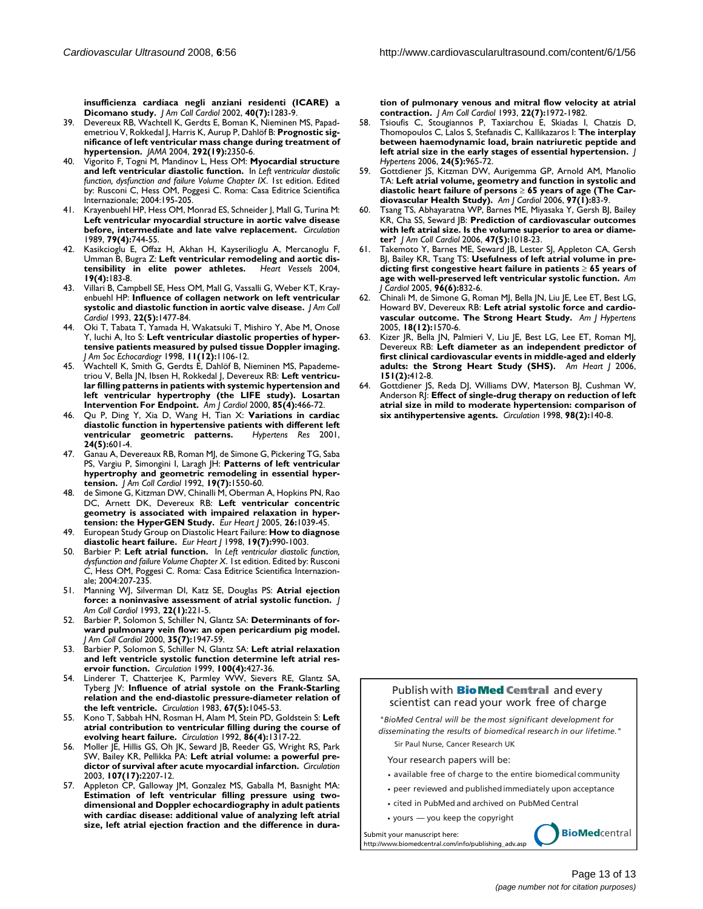**insufficienza cardíaca negli anziani residenti (ICARE) a Dicomano study.** *J Am Coll Cardiol* 2002, **40(7):**1283-9.

39. Devereux RB, Wachtell K, Gerdts E, Boman K, Nieminen MS, Papademetriou V, Rokkedal J, Harris K, Aurup P, Dahlöf B: **Prognostic significance of left ventricular mass change during treatment of hypertension.** *JAMA* 2004, **292(19):**2350-6.
40. Vigorito F, Togni M, Mandinov L, Hess OM: **Myocardial structure and left ventricular diastolic function.** In *Left ventricular diastolic function, dysfunction and failure Volume Chapter IX*. 1st edition. Edited by: Rusconi C, Hess OM, Poggesi C. Roma: Casa Editrice Scientifica Internazionale; 2004:195-205.
41. Krayenbuehl HP, Hess OM, Monrad ES, Schneider J, Mall G, Turina M: **Left ventricular myocardial structure in aortic valve disease before, intermediate and late valve replacement.** *Circulation* 1989, **79(4):**744-55.
42. Kasikcioglu E, Offaz H, Akhan H, Kayserilioglu A, Mercanoglu F, Umman B, Bugra Z: **Left ventricular remodeling and aortic distensibility in elite power athletes.** *Heart Vessels* 2004, **19(4):**183-8.
43. Villari B, Campbell SE, Hess OM, Mall G, Vassalli G, Weber KT, Krayenbuehl HP: **Influence of collagen network on left ventricular systolic and diastolic function in aortic valve disease.** *J Am Coll Cardiol* 1993, **22(5):**1477-84.
44. Oki T, Tabata T, Yamada H, Wakatsuki T, Mishiro Y, Abe M, Onose Y, Iuchi A, Ito S: **Left ventricular diastolic properties of hypertensive patients measured by pulsed tissue Doppler imaging.** *J Am Soc Echocardiogr* 1998, **11(12):**1106-12.
45. Wachtell K, Smith G, Gerdts E, Dahlöf B, Nieminen MS, Papademetriou V, Bella JN, Ibsen H, Rokkedal J, Devereux RB: **Left ventricular filling patterns in patients with systemic hypertension and left ventricular hypertrophy (the LIFE study). Losartan Intervention For Endpoint.** *Am J Cardiol* 2000, **85(4):**466-72.
46. Qu P, Ding Y, Xia D, Wang H, Tian X: **Variations in cardiac diastolic function in hypertensive patients with different left ventricular geometric patterns.** *Hypertens Res* 2001, **24(5):**601-4.
47. Ganau A, Devereaux RB, Roman MJ, de Simone G, Pickering TG, Saba PS, Vargiu P, Simongini I, Laragh JH: **Patterns of left ventricular hypertrophy and geometric remodeling in essential hypertension.** *J Am Coll Cardiol* 1992, **19(7):**1550-60.
48. de Simone G, Kitzman DW, Chinalli M, Oberman A, Hopkins PN, Rao DC, Arnett DK, Devereux RB: **Left ventricular concentric geometry is associated with impaired relaxation in hypertension: the HyperGEN Study.** *Eur Heart J* 2005, **26:**1039-45.
49. European Study Group on Diastolic Heart Failure: **How to diagnose diastolic heart failure.** *Eur Heart J* 1998, **19(7):**990-1003.
50. Barbier P: **Left atrial function.** In *Left ventricular diastolic function, dysfunction and failure Volume Chapter X*. 1st edition. Edited by: Rusconi C, Hess OM, Poggesi C. Roma: Casa Editrice Scientifica Internazionale; 2004:207-235.
51. Manning WJ, Silverman DI, Katz SE, Douglas PS: **Atrial ejection force: a noninvasive assessment of atrial systolic function.** *J Am Coll Cardiol* 1993, **22(1):**221-5.
52. Barbier P, Solomon S, Schiller N, Glantz SA: **Determinants of forward pulmonary vein flow: an open pericardium pig model.** *J Am Coll Cardiol* 2000, **35(7):**1947-59.
53. Barbier P, Solomon S, Schiller N, Glantz SA: **Left atrial relaxation and left ventricle systolic function determine left atrial reservoir function.** *Circulation* 1999, **100(4):**427-36.
54. Linderer T, Chatterjee K, Parmley WW, Sievers RE, Glantz SA, Tyberg JV: **Influence of atrial systole on the Frank-Starling relation and the end-diastolic pressure-diameter relation of the left ventricle.** *Circulation* 1983, **67(5):**1045-53.
55. Kono T, Sabbah HN, Rosman H, Alam M, Stein PD, Goldstein S: **Left atrial contribution to ventricular filling during the course of evolving heart failure.** *Circulation* 1992, **86(4):**1317-22.
56. Moller JE, Hillis GS, Oh JK, Seward JB, Reeder GS, Wright RS, Park SW, Bailey KR, Pellikka PA: **Left atrial volume: a powerful predictor of survival after acute myocardial infarction.** *Circulation* 2003, **107(17):**2207-12.
57. Appleton CP, Galloway JM, Gonzalez MS, Gaballa M, Basnight MA: **Estimation of left ventricular filling pressure using two-dimensional and Doppler echocardiography in adult patients with cardiac disease: additional value of analyzing left atrial size, left atrial ejection fraction and the difference in duration of pulmonary venous and mitral flow velocity at atrial contraction.** *J Am Coll Cardiol* 1993, **22(7):**1972-1982.
58. Tsioufis C, Stougiannos P, Taxiarchou E, Skiadas I, Chatzis D, Thomopoulos C, Lalos S, Stefanadis C, Kallikazaros I: **The interplay between haemodynamic load, brain natriuretic peptide and left atrial size in the early stages of essential hypertension.** *J Hypertens* 2006, **24(5):**965-72.
59. Gottdiener JS, Kitzman DW, Aurigemma GP, Arnold AM, Manolio TA: **Left atrial volume, geometry and function in systolic and diastolic heart failure of persons ≥ 65 years of age (The Cardiovascular Health Study).** *Am J Cardiol* 2006, **97(1):**83-9.
60. Tsang TS, Abhayaratna WP, Barnes ME, Miyasaka Y, Gersh BJ, Bailey KR, Cha SS, Seward JB: **Prediction of cardiovascular outcomes with left atrial size. Is the volume superior to area or diameter?** *J Am Coll Cardiol* 2006, **47(5):**1018-23.
61. Takemoto Y, Barnes ME, Seward JB, Lester SJ, Appleton CA, Gersh BJ, Bailey KR, Tsang TS: **Usefulness of left atrial volume in predicting first congestive heart failure in patients ≥ 65 years of age with well-preserved left ventricular systolic function.** *Am J Cardiol* 2005, **96(6):**832-6.
62. Chinali M, de Simone G, Roman MJ, Bella JN, Liu JE, Lee ET, Best LG, Howard BV, Devereux RB: **Left atrial systolic force and cardiovascular outcome. The Strong Heart Study.** *Am J Hypertens* 2005, **18(12):**1570-6.
63. Kizer JR, Bella JN, Palmieri V, Liu JE, Best LG, Lee ET, Roman MJ, Devereux RB: **Left diameter as an independent predictor of first clinical cardiovascular events in middle-aged and elderly adults: the Strong Heart Study (SHS).** *Am Heart J* 2006, **151(2):**412-8.
64. Gottdiener JS, Reda DJ, Williams DW, Materson BJ, Cushman W, Anderson RJ: **Effect of single-drug therapy on reduction of left atrial size in mild to moderate hypertension: comparison of six antihypertensive agents.** *Circulation* 1998, **98(2):**140-8.

Publish with **BioMed Central** and every scientist can read your work free of charge

*"BioMed Central will be the most significant development for disseminating the results of biomedical research in our lifetime."*

Sir Paul Nurse, Cancer Research UK

Your research papers will be:

- available free of charge to the entire biomedical community
- peer reviewed and published immediately upon acceptance
- cited in PubMed and archived on PubMed Central
- yours — you keep the copyright

Submit your manuscript here:
http://www.biomedcentral.com/info/publishing_adv.asp

**BioMed**central